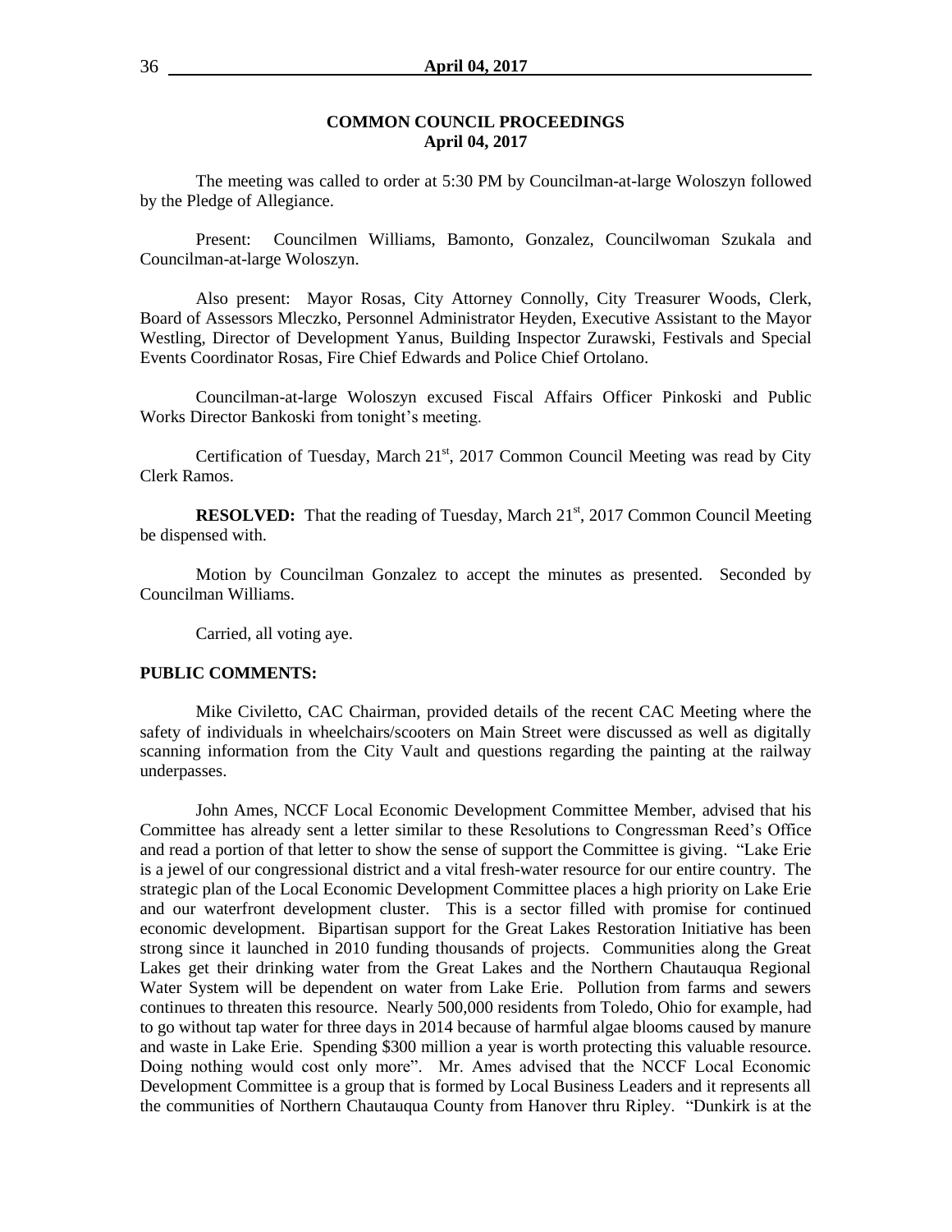# COMMON COUNCIL PROCEEDINGS
## April 04, 2017

The meeting was called to order at 5:30 PM by Councilman-at-large Woloszyn followed by the Pledge of Allegiance.

Present: Councilmen Williams, Bamonto, Gonzalez, Councilwoman Szukala and Councilman-at-large Woloszyn.

Also present: Mayor Rosas, City Attorney Connolly, City Treasurer Woods, Clerk, Board of Assessors Mleczko, Personnel Administrator Heyden, Executive Assistant to the Mayor Westling, Director of Development Yanus, Building Inspector Zurawski, Festivals and Special Events Coordinator Rosas, Fire Chief Edwards and Police Chief Ortolano.

Councilman-at-large Woloszyn excused Fiscal Affairs Officer Pinkoski and Public Works Director Bankoski from tonight's meeting.

Certification of Tuesday, March 21st, 2017 Common Council Meeting was read by City Clerk Ramos.

**RESOLVED:** That the reading of Tuesday, March 21st, 2017 Common Council Meeting be dispensed with.

Motion by Councilman Gonzalez to accept the minutes as presented. Seconded by Councilman Williams.

Carried, all voting aye.

**PUBLIC COMMENTS:**

Mike Civiletto, CAC Chairman, provided details of the recent CAC Meeting where the safety of individuals in wheelchairs/scooters on Main Street were discussed as well as digitally scanning information from the City Vault and questions regarding the painting at the railway underpasses.

John Ames, NCCF Local Economic Development Committee Member, advised that his Committee has already sent a letter similar to these Resolutions to Congressman Reed's Office and read a portion of that letter to show the sense of support the Committee is giving. "Lake Erie is a jewel of our congressional district and a vital fresh-water resource for our entire country. The strategic plan of the Local Economic Development Committee places a high priority on Lake Erie and our waterfront development cluster. This is a sector filled with promise for continued economic development. Bipartisan support for the Great Lakes Restoration Initiative has been strong since it launched in 2010 funding thousands of projects. Communities along the Great Lakes get their drinking water from the Great Lakes and the Northern Chautauqua Regional Water System will be dependent on water from Lake Erie. Pollution from farms and sewers continues to threaten this resource. Nearly 500,000 residents from Toledo, Ohio for example, had to go without tap water for three days in 2014 because of harmful algae blooms caused by manure and waste in Lake Erie. Spending \$300 million a year is worth protecting this valuable resource. Doing nothing would cost only more". Mr. Ames advised that the NCCF Local Economic Development Committee is a group that is formed by Local Business Leaders and it represents all the communities of Northern Chautauqua County from Hanover thru Ripley. "Dunkirk is at the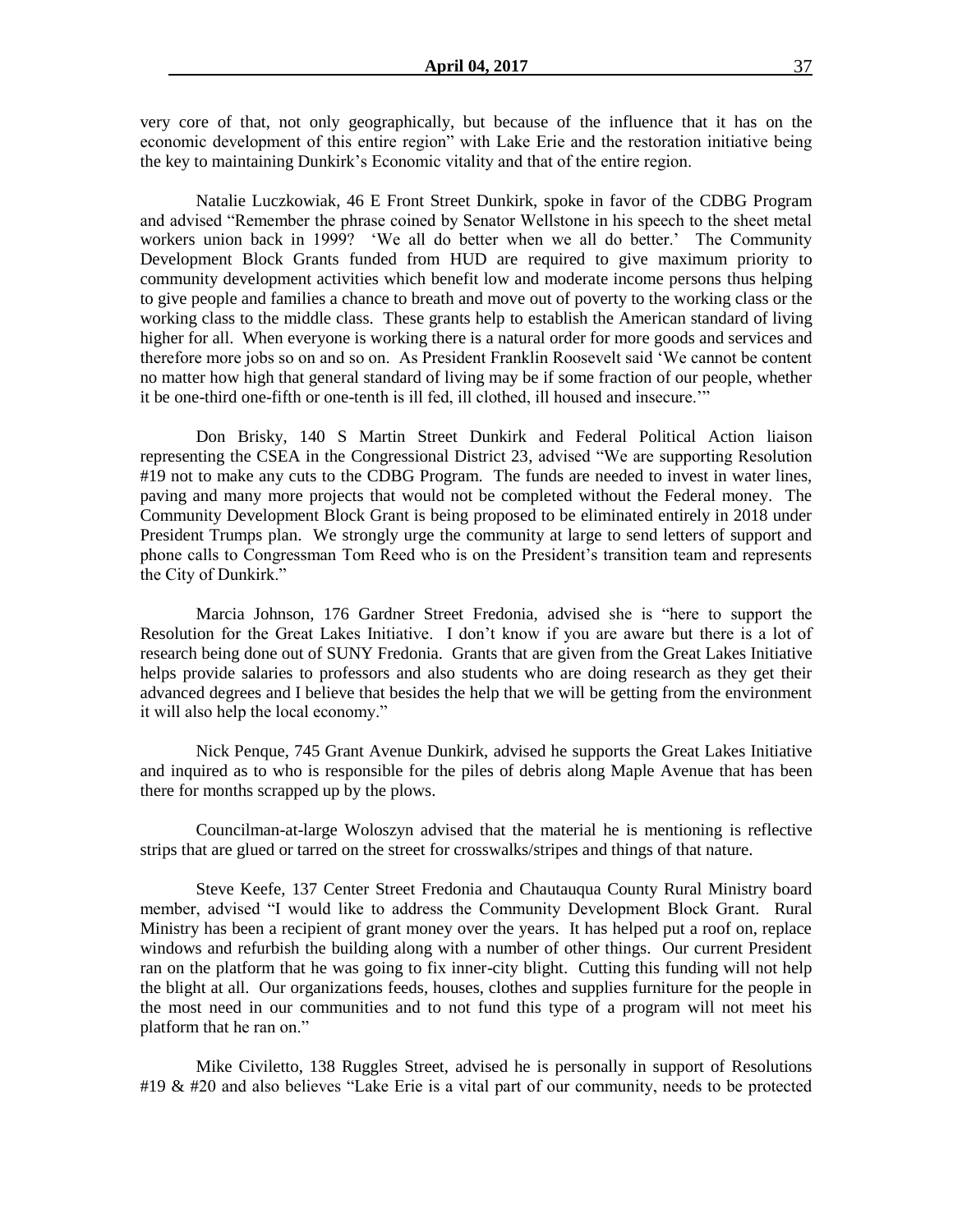very core of that, not only geographically, but because of the influence that it has on the economic development of this entire region" with Lake Erie and the restoration initiative being the key to maintaining Dunkirk's Economic vitality and that of the entire region.

Natalie Luczkowiak, 46 E Front Street Dunkirk, spoke in favor of the CDBG Program and advised "Remember the phrase coined by Senator Wellstone in his speech to the sheet metal workers union back in 1999? 'We all do better when we all do better.' The Community Development Block Grants funded from HUD are required to give maximum priority to community development activities which benefit low and moderate income persons thus helping to give people and families a chance to breath and move out of poverty to the working class or the working class to the middle class. These grants help to establish the American standard of living higher for all. When everyone is working there is a natural order for more goods and services and therefore more jobs so on and so on. As President Franklin Roosevelt said 'We cannot be content no matter how high that general standard of living may be if some fraction of our people, whether it be one-third one-fifth or one-tenth is ill fed, ill clothed, ill housed and insecure.'"

Don Brisky, 140 S Martin Street Dunkirk and Federal Political Action liaison representing the CSEA in the Congressional District 23, advised "We are supporting Resolution #19 not to make any cuts to the CDBG Program. The funds are needed to invest in water lines, paving and many more projects that would not be completed without the Federal money. The Community Development Block Grant is being proposed to be eliminated entirely in 2018 under President Trumps plan. We strongly urge the community at large to send letters of support and phone calls to Congressman Tom Reed who is on the President's transition team and represents the City of Dunkirk."

Marcia Johnson, 176 Gardner Street Fredonia, advised she is "here to support the Resolution for the Great Lakes Initiative. I don't know if you are aware but there is a lot of research being done out of SUNY Fredonia. Grants that are given from the Great Lakes Initiative helps provide salaries to professors and also students who are doing research as they get their advanced degrees and I believe that besides the help that we will be getting from the environment it will also help the local economy."

Nick Penque, 745 Grant Avenue Dunkirk, advised he supports the Great Lakes Initiative and inquired as to who is responsible for the piles of debris along Maple Avenue that has been there for months scrapped up by the plows.

Councilman-at-large Woloszyn advised that the material he is mentioning is reflective strips that are glued or tarred on the street for crosswalks/stripes and things of that nature.

Steve Keefe, 137 Center Street Fredonia and Chautauqua County Rural Ministry board member, advised "I would like to address the Community Development Block Grant. Rural Ministry has been a recipient of grant money over the years. It has helped put a roof on, replace windows and refurbish the building along with a number of other things. Our current President ran on the platform that he was going to fix inner-city blight. Cutting this funding will not help the blight at all. Our organizations feeds, houses, clothes and supplies furniture for the people in the most need in our communities and to not fund this type of a program will not meet his platform that he ran on."

Mike Civiletto, 138 Ruggles Street, advised he is personally in support of Resolutions #19 & #20 and also believes "Lake Erie is a vital part of our community, needs to be protected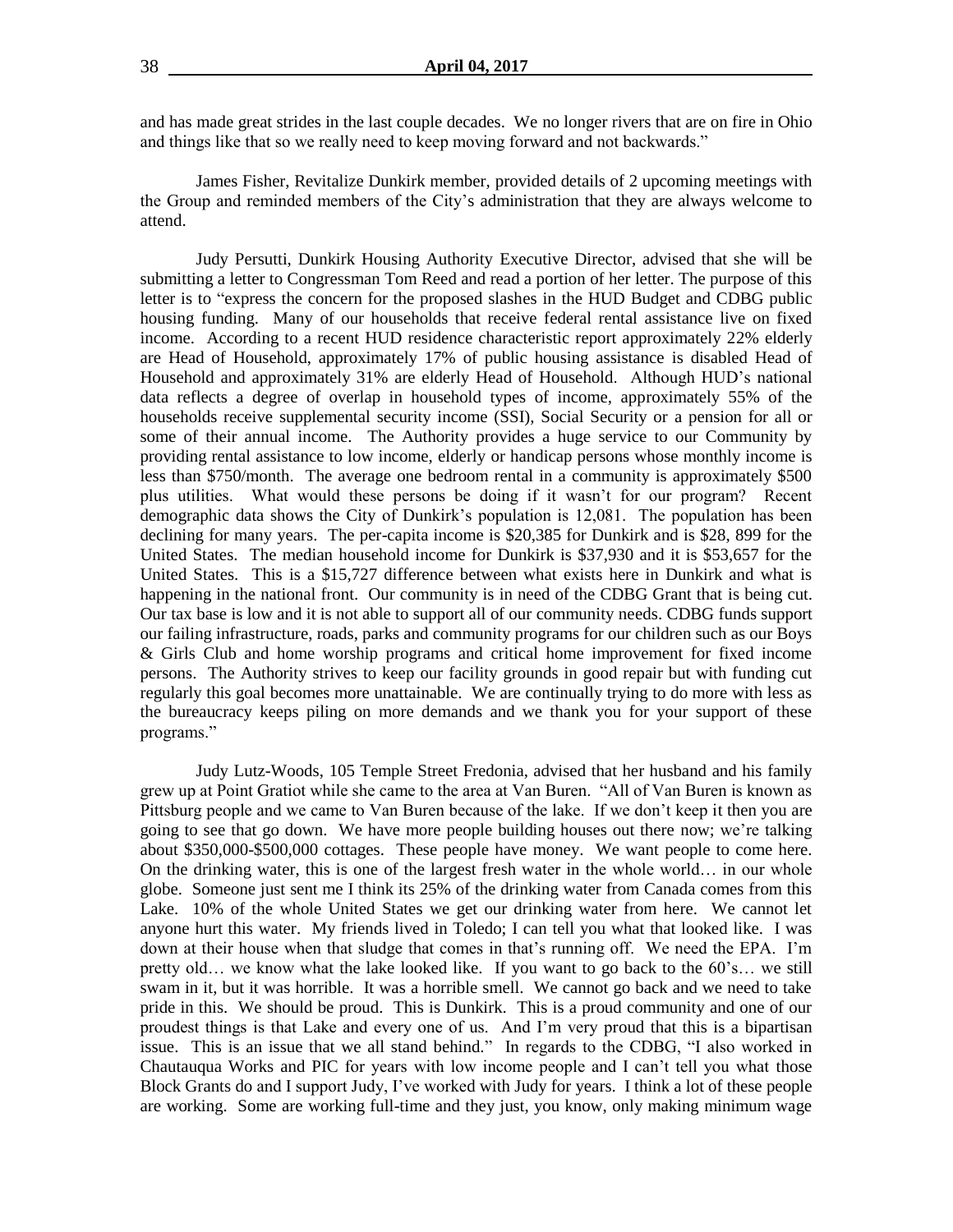and has made great strides in the last couple decades. We no longer rivers that are on fire in Ohio and things like that so we really need to keep moving forward and not backwards."

James Fisher, Revitalize Dunkirk member, provided details of 2 upcoming meetings with the Group and reminded members of the City's administration that they are always welcome to attend.

Judy Persutti, Dunkirk Housing Authority Executive Director, advised that she will be submitting a letter to Congressman Tom Reed and read a portion of her letter. The purpose of this letter is to "express the concern for the proposed slashes in the HUD Budget and CDBG public housing funding. Many of our households that receive federal rental assistance live on fixed income. According to a recent HUD residence characteristic report approximately 22% elderly are Head of Household, approximately 17% of public housing assistance is disabled Head of Household and approximately 31% are elderly Head of Household. Although HUD's national data reflects a degree of overlap in household types of income, approximately 55% of the households receive supplemental security income (SSI), Social Security or a pension for all or some of their annual income. The Authority provides a huge service to our Community by providing rental assistance to low income, elderly or handicap persons whose monthly income is less than $750/month. The average one bedroom rental in a community is approximately $500 plus utilities. What would these persons be doing if it wasn't for our program? Recent demographic data shows the City of Dunkirk's population is 12,081. The population has been declining for many years. The per-capita income is $20,385 for Dunkirk and is $28, 899 for the United States. The median household income for Dunkirk is $37,930 and it is $53,657 for the United States. This is a $15,727 difference between what exists here in Dunkirk and what is happening in the national front. Our community is in need of the CDBG Grant that is being cut. Our tax base is low and it is not able to support all of our community needs. CDBG funds support our failing infrastructure, roads, parks and community programs for our children such as our Boys & Girls Club and home worship programs and critical home improvement for fixed income persons. The Authority strives to keep our facility grounds in good repair but with funding cut regularly this goal becomes more unattainable. We are continually trying to do more with less as the bureaucracy keeps piling on more demands and we thank you for your support of these programs."

Judy Lutz-Woods, 105 Temple Street Fredonia, advised that her husband and his family grew up at Point Gratiot while she came to the area at Van Buren. "All of Van Buren is known as Pittsburg people and we came to Van Buren because of the lake. If we don't keep it then you are going to see that go down. We have more people building houses out there now; we're talking about $350,000-$500,000 cottages. These people have money. We want people to come here. On the drinking water, this is one of the largest fresh water in the whole world… in our whole globe. Someone just sent me I think its 25% of the drinking water from Canada comes from this Lake. 10% of the whole United States we get our drinking water from here. We cannot let anyone hurt this water. My friends lived in Toledo; I can tell you what that looked like. I was down at their house when that sludge that comes in that's running off. We need the EPA. I'm pretty old… we know what the lake looked like. If you want to go back to the 60's… we still swam in it, but it was horrible. It was a horrible smell. We cannot go back and we need to take pride in this. We should be proud. This is Dunkirk. This is a proud community and one of our proudest things is that Lake and every one of us. And I'm very proud that this is a bipartisan issue. This is an issue that we all stand behind." In regards to the CDBG, "I also worked in Chautauqua Works and PIC for years with low income people and I can't tell you what those Block Grants do and I support Judy, I've worked with Judy for years. I think a lot of these people are working. Some are working full-time and they just, you know, only making minimum wage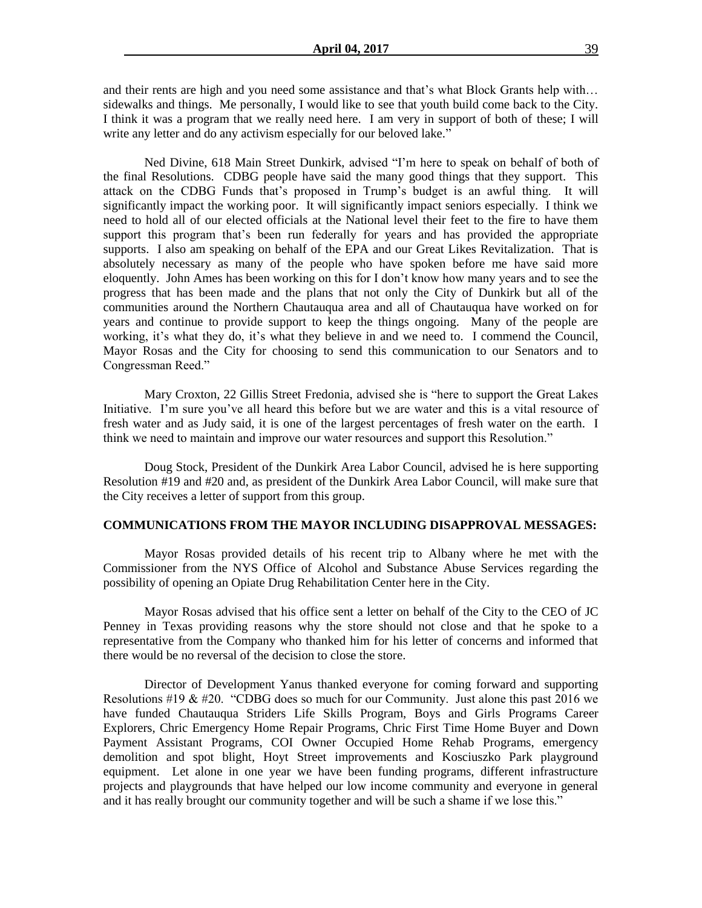and their rents are high and you need some assistance and that's what Block Grants help with… sidewalks and things. Me personally, I would like to see that youth build come back to the City. I think it was a program that we really need here. I am very in support of both of these; I will write any letter and do any activism especially for our beloved lake."

Ned Divine, 618 Main Street Dunkirk, advised "I'm here to speak on behalf of both of the final Resolutions. CDBG people have said the many good things that they support. This attack on the CDBG Funds that's proposed in Trump's budget is an awful thing. It will significantly impact the working poor. It will significantly impact seniors especially. I think we need to hold all of our elected officials at the National level their feet to the fire to have them support this program that's been run federally for years and has provided the appropriate supports. I also am speaking on behalf of the EPA and our Great Likes Revitalization. That is absolutely necessary as many of the people who have spoken before me have said more eloquently. John Ames has been working on this for I don't know how many years and to see the progress that has been made and the plans that not only the City of Dunkirk but all of the communities around the Northern Chautauqua area and all of Chautauqua have worked on for years and continue to provide support to keep the things ongoing. Many of the people are working, it's what they do, it's what they believe in and we need to. I commend the Council, Mayor Rosas and the City for choosing to send this communication to our Senators and to Congressman Reed."

Mary Croxton, 22 Gillis Street Fredonia, advised she is "here to support the Great Lakes Initiative. I'm sure you've all heard this before but we are water and this is a vital resource of fresh water and as Judy said, it is one of the largest percentages of fresh water on the earth. I think we need to maintain and improve our water resources and support this Resolution."

Doug Stock, President of the Dunkirk Area Labor Council, advised he is here supporting Resolution #19 and #20 and, as president of the Dunkirk Area Labor Council, will make sure that the City receives a letter of support from this group.

**COMMUNICATIONS FROM THE MAYOR INCLUDING DISAPPROVAL MESSAGES:**

Mayor Rosas provided details of his recent trip to Albany where he met with the Commissioner from the NYS Office of Alcohol and Substance Abuse Services regarding the possibility of opening an Opiate Drug Rehabilitation Center here in the City.

Mayor Rosas advised that his office sent a letter on behalf of the City to the CEO of JC Penney in Texas providing reasons why the store should not close and that he spoke to a representative from the Company who thanked him for his letter of concerns and informed that there would be no reversal of the decision to close the store.

Director of Development Yanus thanked everyone for coming forward and supporting Resolutions #19 & #20. "CDBG does so much for our Community. Just alone this past 2016 we have funded Chautauqua Striders Life Skills Program, Boys and Girls Programs Career Explorers, Chric Emergency Home Repair Programs, Chric First Time Home Buyer and Down Payment Assistant Programs, COI Owner Occupied Home Rehab Programs, emergency demolition and spot blight, Hoyt Street improvements and Kosciuszko Park playground equipment. Let alone in one year we have been funding programs, different infrastructure projects and playgrounds that have helped our low income community and everyone in general and it has really brought our community together and will be such a shame if we lose this."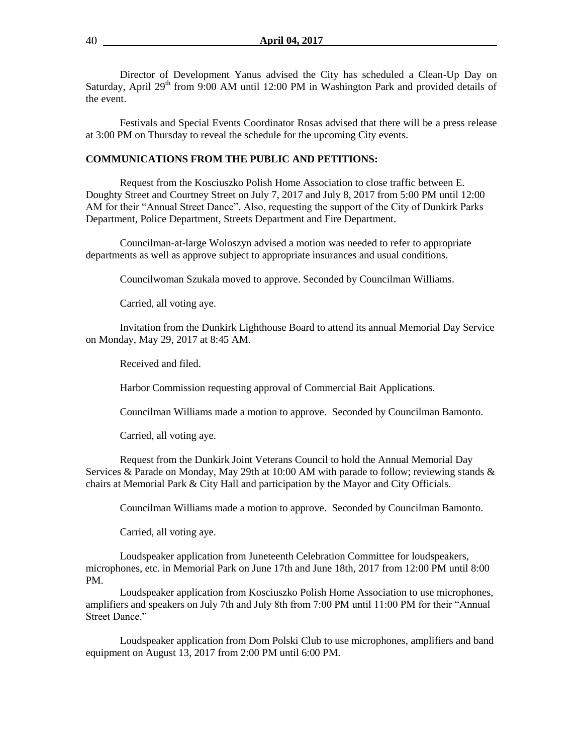Director of Development Yanus advised the City has scheduled a Clean-Up Day on Saturday, April 29th from 9:00 AM until 12:00 PM in Washington Park and provided details of the event.

Festivals and Special Events Coordinator Rosas advised that there will be a press release at 3:00 PM on Thursday to reveal the schedule for the upcoming City events.

**COMMUNICATIONS FROM THE PUBLIC AND PETITIONS:**

Request from the Kosciuszko Polish Home Association to close traffic between E. Doughty Street and Courtney Street on July 7, 2017 and July 8, 2017 from 5:00 PM until 12:00 AM for their "Annual Street Dance". Also, requesting the support of the City of Dunkirk Parks Department, Police Department, Streets Department and Fire Department.

Councilman-at-large Woloszyn advised a motion was needed to refer to appropriate departments as well as approve subject to appropriate insurances and usual conditions.

Councilwoman Szukala moved to approve. Seconded by Councilman Williams.

Carried, all voting aye.

Invitation from the Dunkirk Lighthouse Board to attend its annual Memorial Day Service on Monday, May 29, 2017 at 8:45 AM.

Received and filed.

Harbor Commission requesting approval of Commercial Bait Applications.

Councilman Williams made a motion to approve. Seconded by Councilman Bamonto.

Carried, all voting aye.

Request from the Dunkirk Joint Veterans Council to hold the Annual Memorial Day Services & Parade on Monday, May 29th at 10:00 AM with parade to follow; reviewing stands & chairs at Memorial Park & City Hall and participation by the Mayor and City Officials.

Councilman Williams made a motion to approve. Seconded by Councilman Bamonto.

Carried, all voting aye.

Loudspeaker application from Juneteenth Celebration Committee for loudspeakers, microphones, etc. in Memorial Park on June 17th and June 18th, 2017 from 12:00 PM until 8:00 PM.

Loudspeaker application from Kosciuszko Polish Home Association to use microphones, amplifiers and speakers on July 7th and July 8th from 7:00 PM until 11:00 PM for their "Annual Street Dance."

Loudspeaker application from Dom Polski Club to use microphones, amplifiers and band equipment on August 13, 2017 from 2:00 PM until 6:00 PM.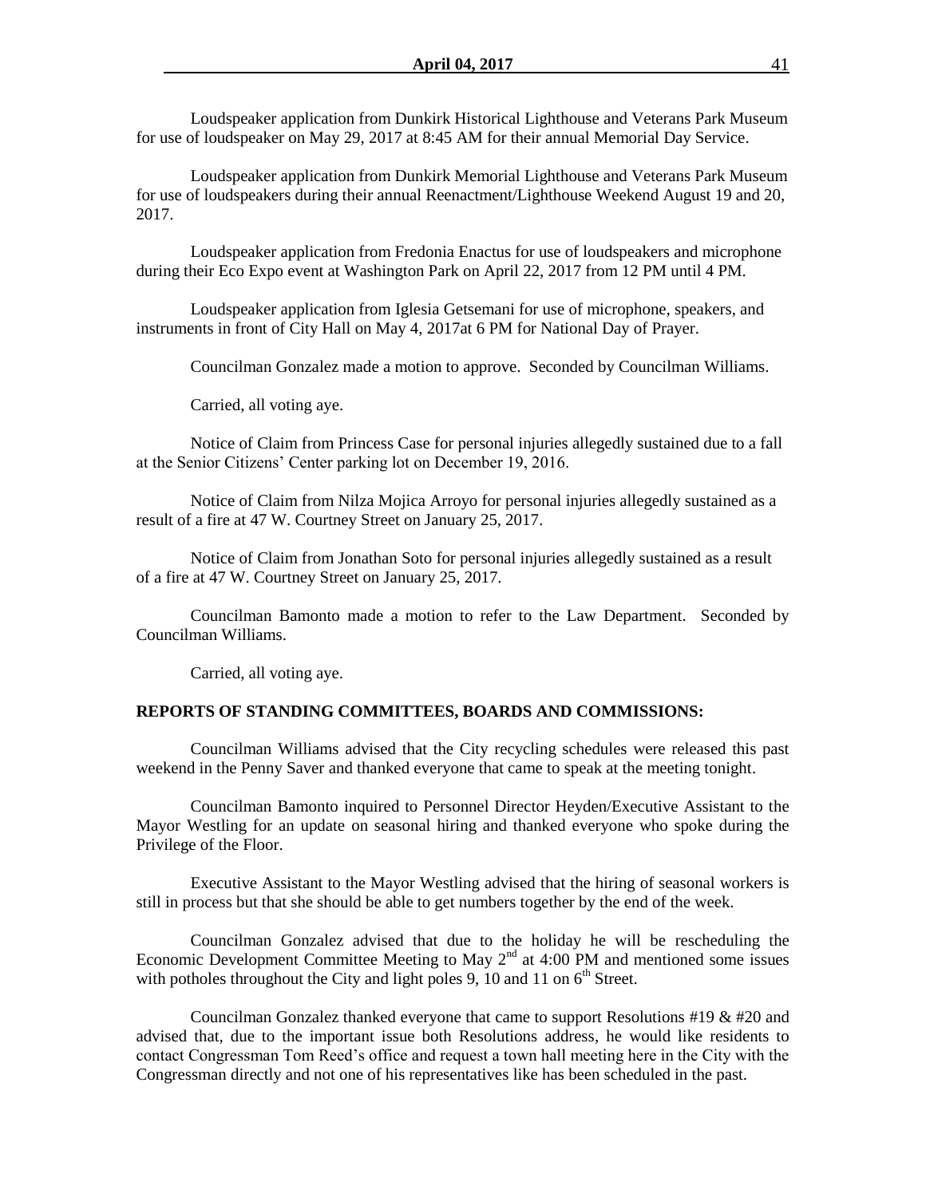Loudspeaker application from Dunkirk Historical Lighthouse and Veterans Park Museum for use of loudspeaker on May 29, 2017 at 8:45 AM for their annual Memorial Day Service.

Loudspeaker application from Dunkirk Memorial Lighthouse and Veterans Park Museum for use of loudspeakers during their annual Reenactment/Lighthouse Weekend August 19 and 20, 2017.

Loudspeaker application from Fredonia Enactus for use of loudspeakers and microphone during their Eco Expo event at Washington Park on April 22, 2017 from 12 PM until 4 PM.

Loudspeaker application from Iglesia Getsemani for use of microphone, speakers, and instruments in front of City Hall on May 4, 2017at 6 PM for National Day of Prayer.

Councilman Gonzalez made a motion to approve. Seconded by Councilman Williams.

Carried, all voting aye.

Notice of Claim from Princess Case for personal injuries allegedly sustained due to a fall at the Senior Citizens' Center parking lot on December 19, 2016.

Notice of Claim from Nilza Mojica Arroyo for personal injuries allegedly sustained as a result of a fire at 47 W. Courtney Street on January 25, 2017.

Notice of Claim from Jonathan Soto for personal injuries allegedly sustained as a result of a fire at 47 W. Courtney Street on January 25, 2017.

Councilman Bamonto made a motion to refer to the Law Department. Seconded by Councilman Williams.

Carried, all voting aye.

**REPORTS OF STANDING COMMITTEES, BOARDS AND COMMISSIONS:**

Councilman Williams advised that the City recycling schedules were released this past weekend in the Penny Saver and thanked everyone that came to speak at the meeting tonight.

Councilman Bamonto inquired to Personnel Director Heyden/Executive Assistant to the Mayor Westling for an update on seasonal hiring and thanked everyone who spoke during the Privilege of the Floor.

Executive Assistant to the Mayor Westling advised that the hiring of seasonal workers is still in process but that she should be able to get numbers together by the end of the week.

Councilman Gonzalez advised that due to the holiday he will be rescheduling the Economic Development Committee Meeting to May 2nd at 4:00 PM and mentioned some issues with potholes throughout the City and light poles 9, 10 and 11 on 6th Street.

Councilman Gonzalez thanked everyone that came to support Resolutions #19 & #20 and advised that, due to the important issue both Resolutions address, he would like residents to contact Congressman Tom Reed's office and request a town hall meeting here in the City with the Congressman directly and not one of his representatives like has been scheduled in the past.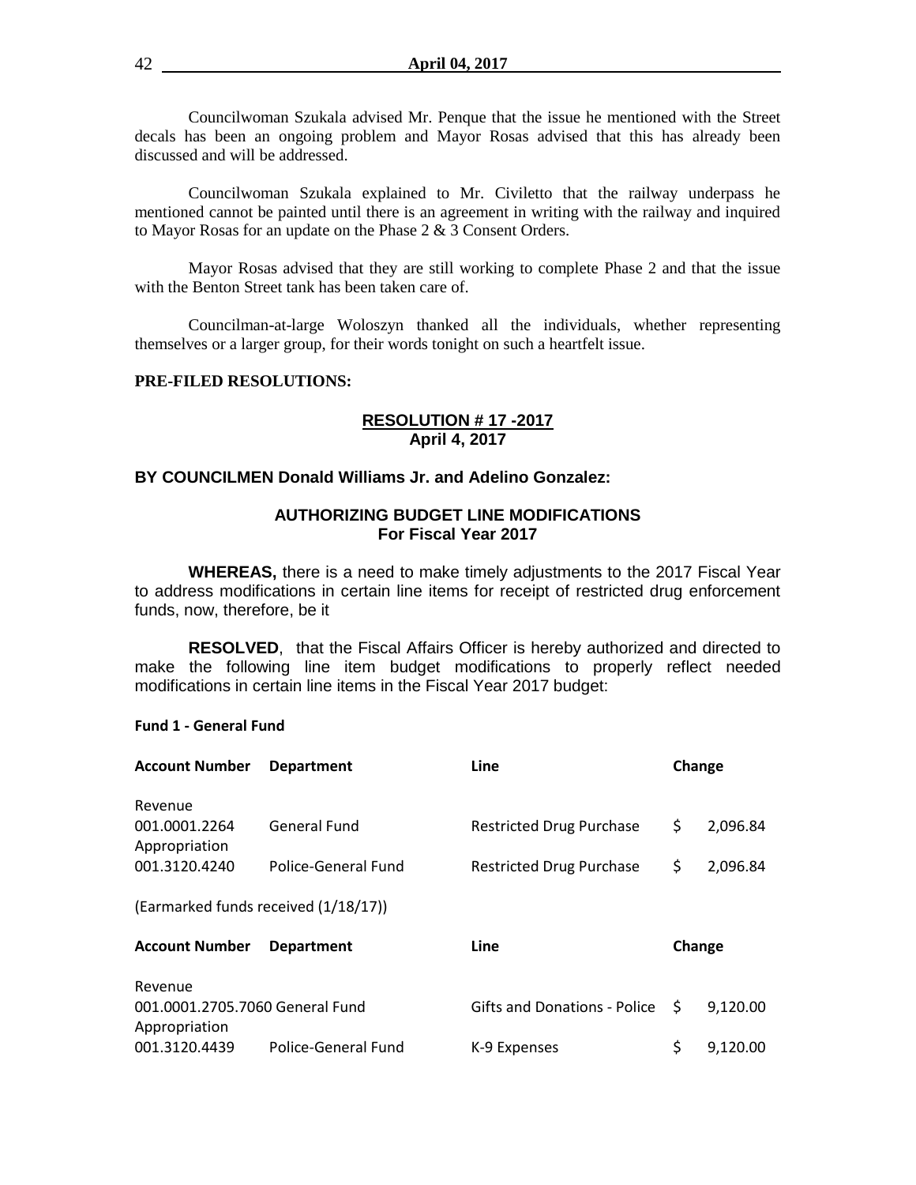Councilwoman Szukala advised Mr. Penque that the issue he mentioned with the Street decals has been an ongoing problem and Mayor Rosas advised that this has already been discussed and will be addressed.

Councilwoman Szukala explained to Mr. Civiletto that the railway underpass he mentioned cannot be painted until there is an agreement in writing with the railway and inquired to Mayor Rosas for an update on the Phase 2 & 3 Consent Orders.

Mayor Rosas advised that they are still working to complete Phase 2 and that the issue with the Benton Street tank has been taken care of.

Councilman-at-large Woloszyn thanked all the individuals, whether representing themselves or a larger group, for their words tonight on such a heartfelt issue.

**PRE-FILED RESOLUTIONS:**

**RESOLUTION # 17 -2017**
**April 4, 2017**

**BY COUNCILMEN Donald Williams Jr. and Adelino Gonzalez:**

**AUTHORIZING BUDGET LINE MODIFICATIONS**
**For Fiscal Year 2017**

**WHEREAS,** there is a need to make timely adjustments to the 2017 Fiscal Year to address modifications in certain line items for receipt of restricted drug enforcement funds, now, therefore, be it

**RESOLVED**, that the Fiscal Affairs Officer is hereby authorized and directed to make the following line item budget modifications to properly reflect needed modifications in certain line items in the Fiscal Year 2017 budget:

**Fund 1 - General Fund**

| Account Number | Department | Line | Change |
|---|---|---|---|
| Revenue | | | |
| 001.0001.2264 | General Fund | Restricted Drug Purchase | $ 2,096.84 |
| Appropriation | | | |
| 001.3120.4240 | Police-General Fund | Restricted Drug Purchase | $ 2,096.84 |

(Earmarked funds received (1/18/17))

| Account Number | Department | Line | Change |
|---|---|---|---|
| Revenue | | | |
| 001.0001.2705.7060 | General Fund | Gifts and Donations - Police | $ 9,120.00 |
| Appropriation | | | |
| 001.3120.4439 | Police-General Fund | K-9 Expenses | $ 9,120.00 |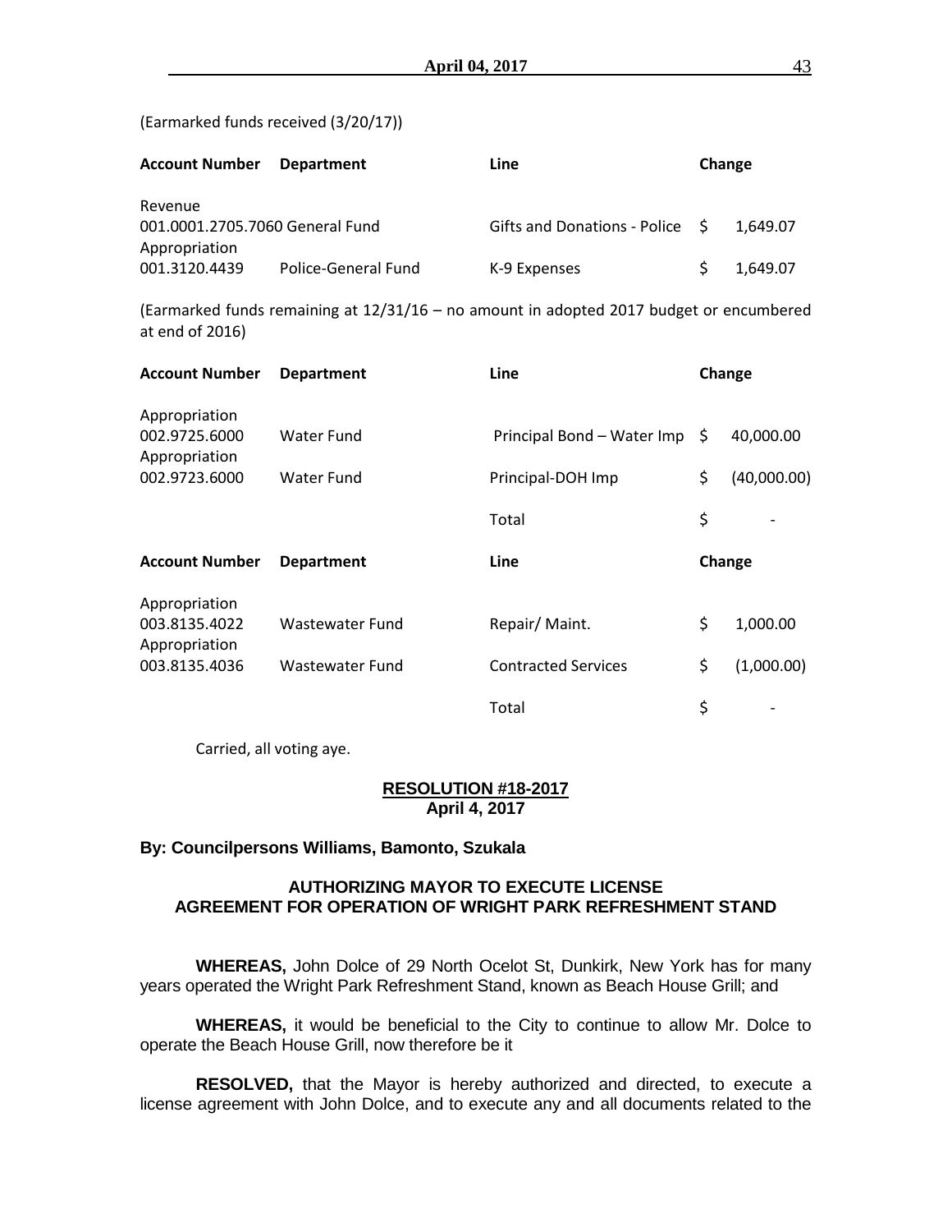(Earmarked funds received (3/20/17))

| Account Number | Department | Line | Change |
|---|---|---|---|
| Revenue | | | |
| 001.0001.2705.7060 | General Fund | Gifts and Donations - Police | $ 1,649.07 |
| Appropriation | | | |
| 001.3120.4439 | Police-General Fund | K-9 Expenses | $ 1,649.07 |

(Earmarked funds remaining at 12/31/16 – no amount in adopted 2017 budget or encumbered at end of 2016)

| Account Number | Department | Line | Change |
|---|---|---|---|
| Appropriation | | | |
| 002.9725.6000 | Water Fund | Principal Bond – Water Imp | $ 40,000.00 |
| Appropriation | | | |
| 002.9723.6000 | Water Fund | Principal-DOH Imp | $ (40,000.00) |
| | | Total | $ - |

| Account Number | Department | Line | Change |
|---|---|---|---|
| Appropriation | | | |
| 003.8135.4022 | Wastewater Fund | Repair/ Maint. | $ 1,000.00 |
| Appropriation | | | |
| 003.8135.4036 | Wastewater Fund | Contracted Services | $ (1,000.00) |
| | | Total | $ - |

Carried, all voting aye.

## RESOLUTION #18-2017
**April 4, 2017**

**By: Councilpersons Williams, Bamonto, Szukala**

### AUTHORIZING MAYOR TO EXECUTE LICENSE AGREEMENT FOR OPERATION OF WRIGHT PARK REFRESHMENT STAND

**WHEREAS,** John Dolce of 29 North Ocelot St, Dunkirk, New York has for many years operated the Wright Park Refreshment Stand, known as Beach House Grill; and

**WHEREAS,** it would be beneficial to the City to continue to allow Mr. Dolce to operate the Beach House Grill, now therefore be it

**RESOLVED,** that the Mayor is hereby authorized and directed, to execute a license agreement with John Dolce, and to execute any and all documents related to the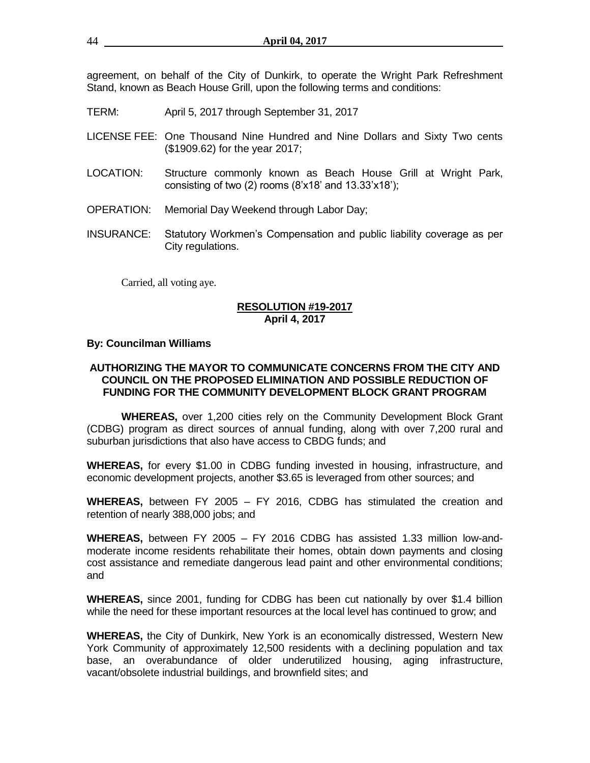agreement, on behalf of the City of Dunkirk, to operate the Wright Park Refreshment Stand, known as Beach House Grill, upon the following terms and conditions:

TERM: April 5, 2017 through September 31, 2017

LICENSE FEE: One Thousand Nine Hundred and Nine Dollars and Sixty Two cents ($1909.62) for the year 2017;

LOCATION: Structure commonly known as Beach House Grill at Wright Park, consisting of two (2) rooms (8'x18' and 13.33'x18');

OPERATION: Memorial Day Weekend through Labor Day;

INSURANCE: Statutory Workmen's Compensation and public liability coverage as per City regulations.

Carried, all voting aye.

**RESOLUTION #19-2017**
**April 4, 2017**

**By: Councilman Williams**

**AUTHORIZING THE MAYOR TO COMMUNICATE CONCERNS FROM THE CITY AND COUNCIL ON THE PROPOSED ELIMINATION AND POSSIBLE REDUCTION OF FUNDING FOR THE COMMUNITY DEVELOPMENT BLOCK GRANT PROGRAM**

**WHEREAS,** over 1,200 cities rely on the Community Development Block Grant (CDBG) program as direct sources of annual funding, along with over 7,200 rural and suburban jurisdictions that also have access to CBDG funds; and

**WHEREAS,** for every $1.00 in CDBG funding invested in housing, infrastructure, and economic development projects, another $3.65 is leveraged from other sources; and

**WHEREAS,** between FY 2005 – FY 2016, CDBG has stimulated the creation and retention of nearly 388,000 jobs; and

**WHEREAS,** between FY 2005 – FY 2016 CDBG has assisted 1.33 million low-and-moderate income residents rehabilitate their homes, obtain down payments and closing cost assistance and remediate dangerous lead paint and other environmental conditions; and

**WHEREAS,** since 2001, funding for CDBG has been cut nationally by over $1.4 billion while the need for these important resources at the local level has continued to grow; and

**WHEREAS,** the City of Dunkirk, New York is an economically distressed, Western New York Community of approximately 12,500 residents with a declining population and tax base, an overabundance of older underutilized housing, aging infrastructure, vacant/obsolete industrial buildings, and brownfield sites; and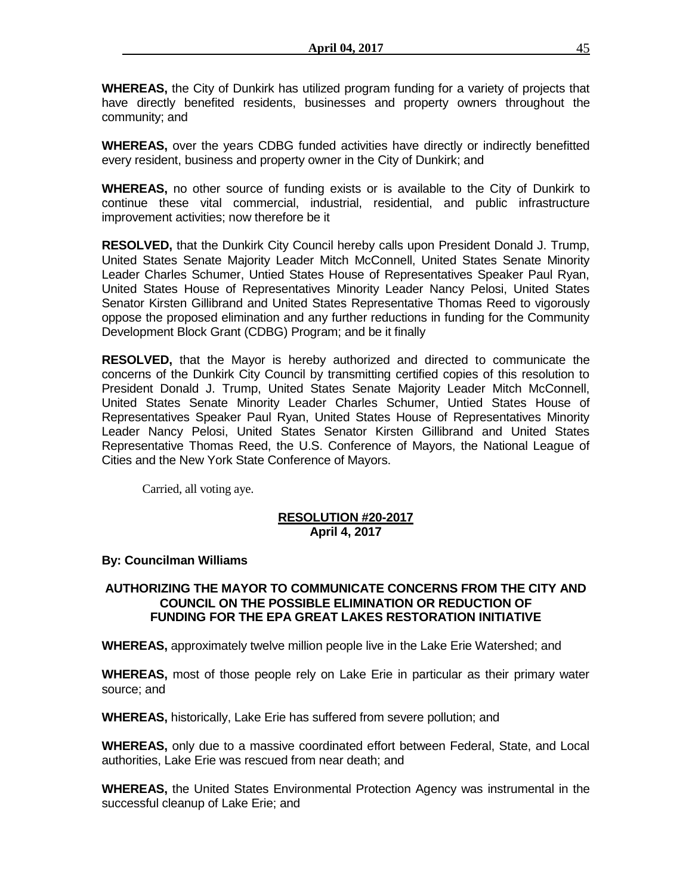**WHEREAS,** the City of Dunkirk has utilized program funding for a variety of projects that have directly benefited residents, businesses and property owners throughout the community; and

**WHEREAS,** over the years CDBG funded activities have directly or indirectly benefitted every resident, business and property owner in the City of Dunkirk; and

**WHEREAS,** no other source of funding exists or is available to the City of Dunkirk to continue these vital commercial, industrial, residential, and public infrastructure improvement activities; now therefore be it

**RESOLVED,** that the Dunkirk City Council hereby calls upon President Donald J. Trump, United States Senate Majority Leader Mitch McConnell, United States Senate Minority Leader Charles Schumer, Untied States House of Representatives Speaker Paul Ryan, United States House of Representatives Minority Leader Nancy Pelosi, United States Senator Kirsten Gillibrand and United States Representative Thomas Reed to vigorously oppose the proposed elimination and any further reductions in funding for the Community Development Block Grant (CDBG) Program; and be it finally

**RESOLVED,** that the Mayor is hereby authorized and directed to communicate the concerns of the Dunkirk City Council by transmitting certified copies of this resolution to President Donald J. Trump, United States Senate Majority Leader Mitch McConnell, United States Senate Minority Leader Charles Schumer, Untied States House of Representatives Speaker Paul Ryan, United States House of Representatives Minority Leader Nancy Pelosi, United States Senator Kirsten Gillibrand and United States Representative Thomas Reed, the U.S. Conference of Mayors, the National League of Cities and the New York State Conference of Mayors.

Carried, all voting aye.

**RESOLUTION #20-2017**
**April 4, 2017**

**By: Councilman Williams**

**AUTHORIZING THE MAYOR TO COMMUNICATE CONCERNS FROM THE CITY AND COUNCIL ON THE POSSIBLE ELIMINATION OR REDUCTION OF FUNDING FOR THE EPA GREAT LAKES RESTORATION INITIATIVE**

**WHEREAS,** approximately twelve million people live in the Lake Erie Watershed; and

**WHEREAS,** most of those people rely on Lake Erie in particular as their primary water source; and

**WHEREAS,** historically, Lake Erie has suffered from severe pollution; and

**WHEREAS,** only due to a massive coordinated effort between Federal, State, and Local authorities, Lake Erie was rescued from near death; and

**WHEREAS,** the United States Environmental Protection Agency was instrumental in the successful cleanup of Lake Erie; and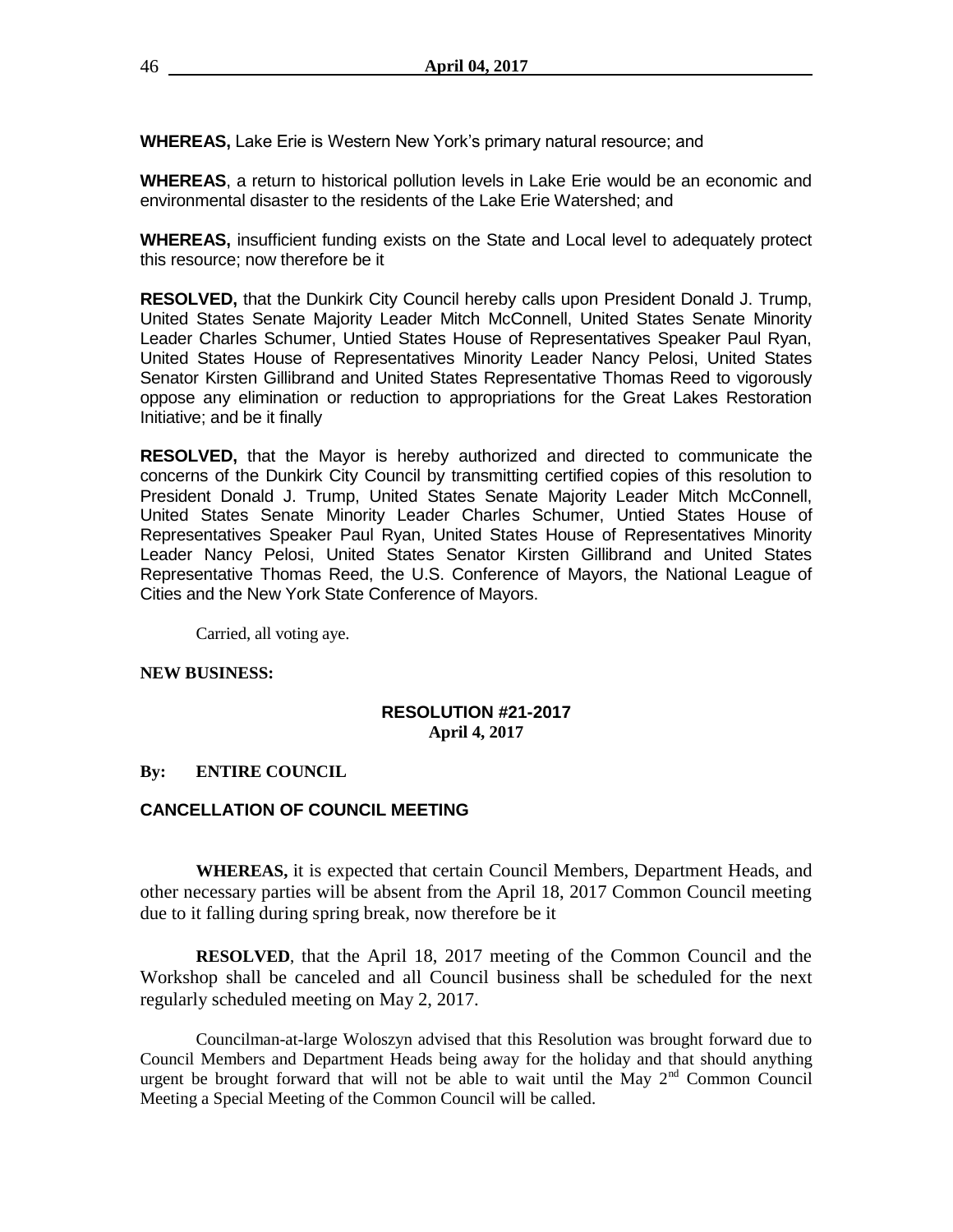**WHEREAS,** Lake Erie is Western New York's primary natural resource; and

**WHEREAS**, a return to historical pollution levels in Lake Erie would be an economic and environmental disaster to the residents of the Lake Erie Watershed; and

**WHEREAS,** insufficient funding exists on the State and Local level to adequately protect this resource; now therefore be it

**RESOLVED,** that the Dunkirk City Council hereby calls upon President Donald J. Trump, United States Senate Majority Leader Mitch McConnell, United States Senate Minority Leader Charles Schumer, Untied States House of Representatives Speaker Paul Ryan, United States House of Representatives Minority Leader Nancy Pelosi, United States Senator Kirsten Gillibrand and United States Representative Thomas Reed to vigorously oppose any elimination or reduction to appropriations for the Great Lakes Restoration Initiative; and be it finally

**RESOLVED,** that the Mayor is hereby authorized and directed to communicate the concerns of the Dunkirk City Council by transmitting certified copies of this resolution to President Donald J. Trump, United States Senate Majority Leader Mitch McConnell, United States Senate Minority Leader Charles Schumer, Untied States House of Representatives Speaker Paul Ryan, United States House of Representatives Minority Leader Nancy Pelosi, United States Senator Kirsten Gillibrand and United States Representative Thomas Reed, the U.S. Conference of Mayors, the National League of Cities and the New York State Conference of Mayors.

Carried, all voting aye.

**NEW BUSINESS:**

**RESOLUTION #21-2017**
**April 4, 2017**

**By: ENTIRE COUNCIL**

**CANCELLATION OF COUNCIL MEETING**

**WHEREAS,** it is expected that certain Council Members, Department Heads, and other necessary parties will be absent from the April 18, 2017 Common Council meeting due to it falling during spring break, now therefore be it

**RESOLVED**, that the April 18, 2017 meeting of the Common Council and the Workshop shall be canceled and all Council business shall be scheduled for the next regularly scheduled meeting on May 2, 2017.

Councilman-at-large Woloszyn advised that this Resolution was brought forward due to Council Members and Department Heads being away for the holiday and that should anything urgent be brought forward that will not be able to wait until the May 2nd Common Council Meeting a Special Meeting of the Common Council will be called.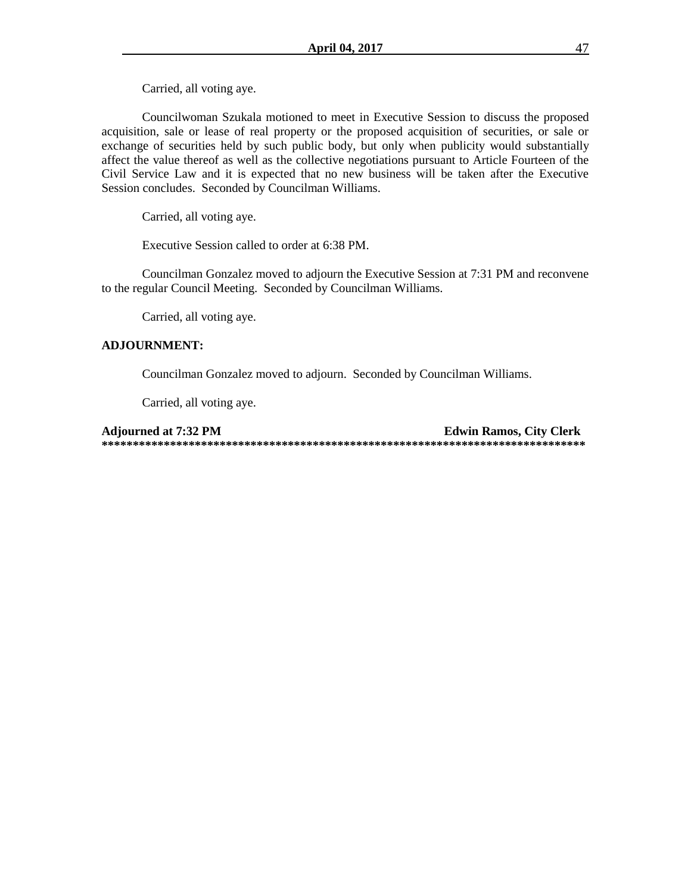Carried, all voting aye.

Councilwoman Szukala motioned to meet in Executive Session to discuss the proposed acquisition, sale or lease of real property or the proposed acquisition of securities, or sale or exchange of securities held by such public body, but only when publicity would substantially affect the value thereof as well as the collective negotiations pursuant to Article Fourteen of the Civil Service Law and it is expected that no new business will be taken after the Executive Session concludes. Seconded by Councilman Williams.

Carried, all voting aye.

Executive Session called to order at 6:38 PM.

Councilman Gonzalez moved to adjourn the Executive Session at 7:31 PM and reconvene to the regular Council Meeting. Seconded by Councilman Williams.

Carried, all voting aye.

**ADJOURNMENT:**

Councilman Gonzalez moved to adjourn. Seconded by Councilman Williams.

Carried, all voting aye.

**Adjourned at 7:32 PM** **Edwin Ramos, City Clerk**

**\*\*\*\*\*\*\*\*\*\*\*\*\*\*\*\*\*\*\*\*\*\*\*\*\*\*\*\*\*\*\*\*\*\*\*\*\*\*\*\*\*\*\*\*\*\*\*\*\*\*\*\*\*\*\*\*\*\*\*\*\*\*\*\*\*\*\*\*\*\*\*\*\*\*\*\*\*\***